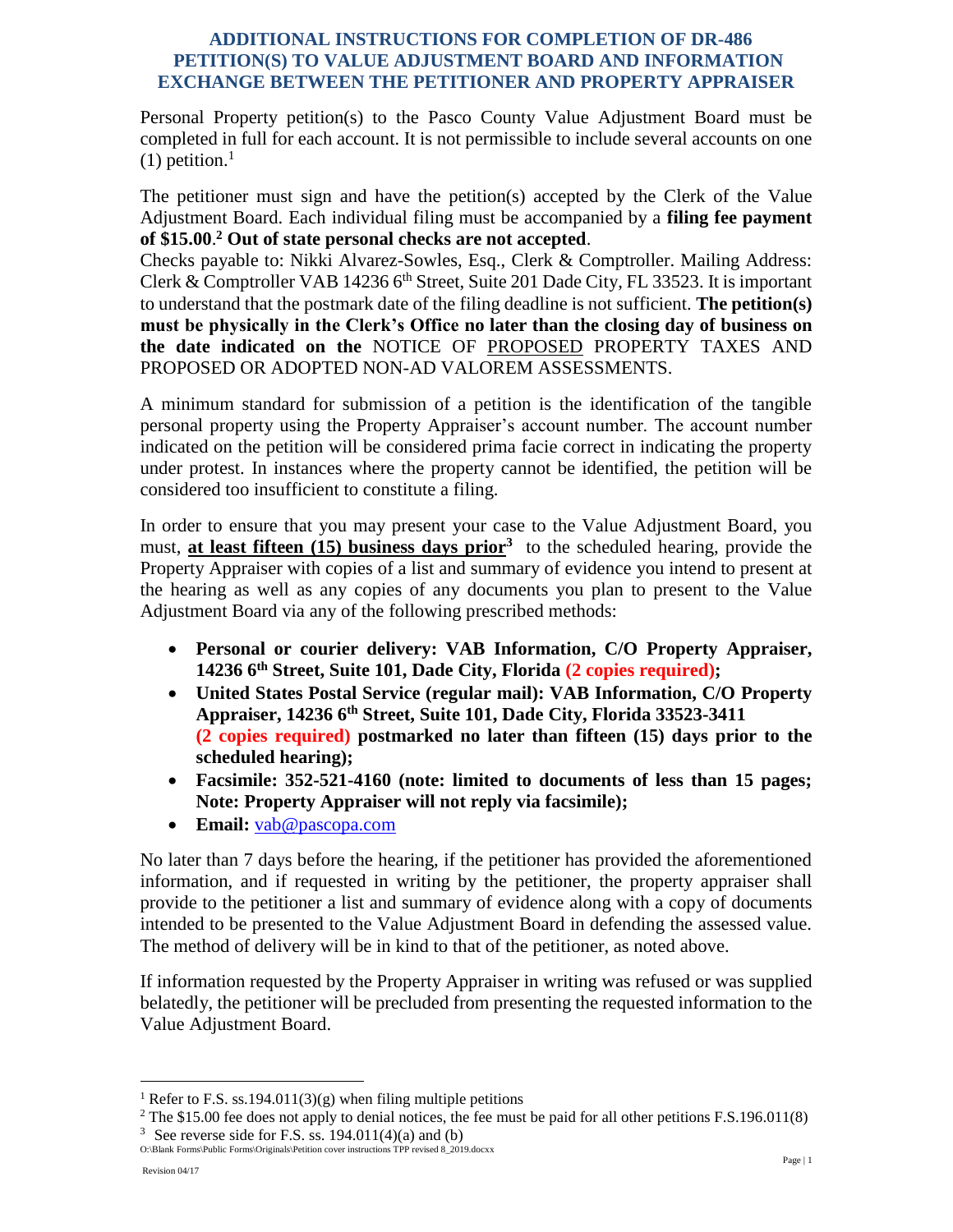# ADDITIONAL INSTRUCTIONS FOR COMPLETION OF DR-486 PETITION(S) TO VALUE ADJUSTMENT BOARD AND INFORMATION EXCHANGE BETWEEN THE PETITIONER AND PROPERTY APPRAISER

Personal Property petition(s) to the Pasco County Value Adjustment Board must be completed in full for each account. It is not permissible to include several accounts on one (1) petition.[1]

The petitioner must sign and have the petition(s) accepted by the Clerk of the Value Adjustment Board. Each individual filing must be accompanied by a **filing fee payment of $15.00**.[2] **Out of state personal checks are not accepted**.
Checks payable to: Nikki Alvarez-Sowles, Esq., Clerk & Comptroller. Mailing Address: Clerk & Comptroller VAB 14236 6th Street, Suite 201 Dade City, FL 33523. It is important to understand that the postmark date of the filing deadline is not sufficient. **The petition(s) must be physically in the Clerk's Office no later than the closing day of business on the date indicated on the** NOTICE OF PROPOSED PROPERTY TAXES AND PROPOSED OR ADOPTED NON-AD VALOREM ASSESSMENTS.

A minimum standard for submission of a petition is the identification of the tangible personal property using the Property Appraiser's account number. The account number indicated on the petition will be considered prima facie correct in indicating the property under protest. In instances where the property cannot be identified, the petition will be considered too insufficient to constitute a filing.

In order to ensure that you may present your case to the Value Adjustment Board, you must, **at least fifteen (15) business days prior**[3] to the scheduled hearing, provide the Property Appraiser with copies of a list and summary of evidence you intend to present at the hearing as well as any copies of any documents you plan to present to the Value Adjustment Board via any of the following prescribed methods:

- **Personal or courier delivery: VAB Information, C/O Property Appraiser, 14236 6th Street, Suite 101, Dade City, Florida (2 copies required);**
- **United States Postal Service (regular mail): VAB Information, C/O Property Appraiser, 14236 6th Street, Suite 101, Dade City, Florida 33523-3411 (2 copies required) postmarked no later than fifteen (15) days prior to the scheduled hearing);**
- **Facsimile: 352-521-4160 (note: limited to documents of less than 15 pages; Note: Property Appraiser will not reply via facsimile);**
- **Email:** vab@pascopa.com

No later than 7 days before the hearing, if the petitioner has provided the aforementioned information, and if requested in writing by the petitioner, the property appraiser shall provide to the petitioner a list and summary of evidence along with a copy of documents intended to be presented to the Value Adjustment Board in defending the assessed value. The method of delivery will be in kind to that of the petitioner, as noted above.

If information requested by the Property Appraiser in writing was refused or was supplied belatedly, the petitioner will be precluded from presenting the requested information to the Value Adjustment Board.

---

[1] Refer to F.S. ss.194.011(3)(g) when filing multiple petitions

[2] The $15.00 fee does not apply to denial notices, the fee must be paid for all other petitions F.S.196.011(8)

[3] See reverse side for F.S. ss. 194.011(4)(a) and (b)

O:\Blank Forms\Public Forms\Originals\Petition cover instructions TPP revised 8_2019.docxx

Revision 04/17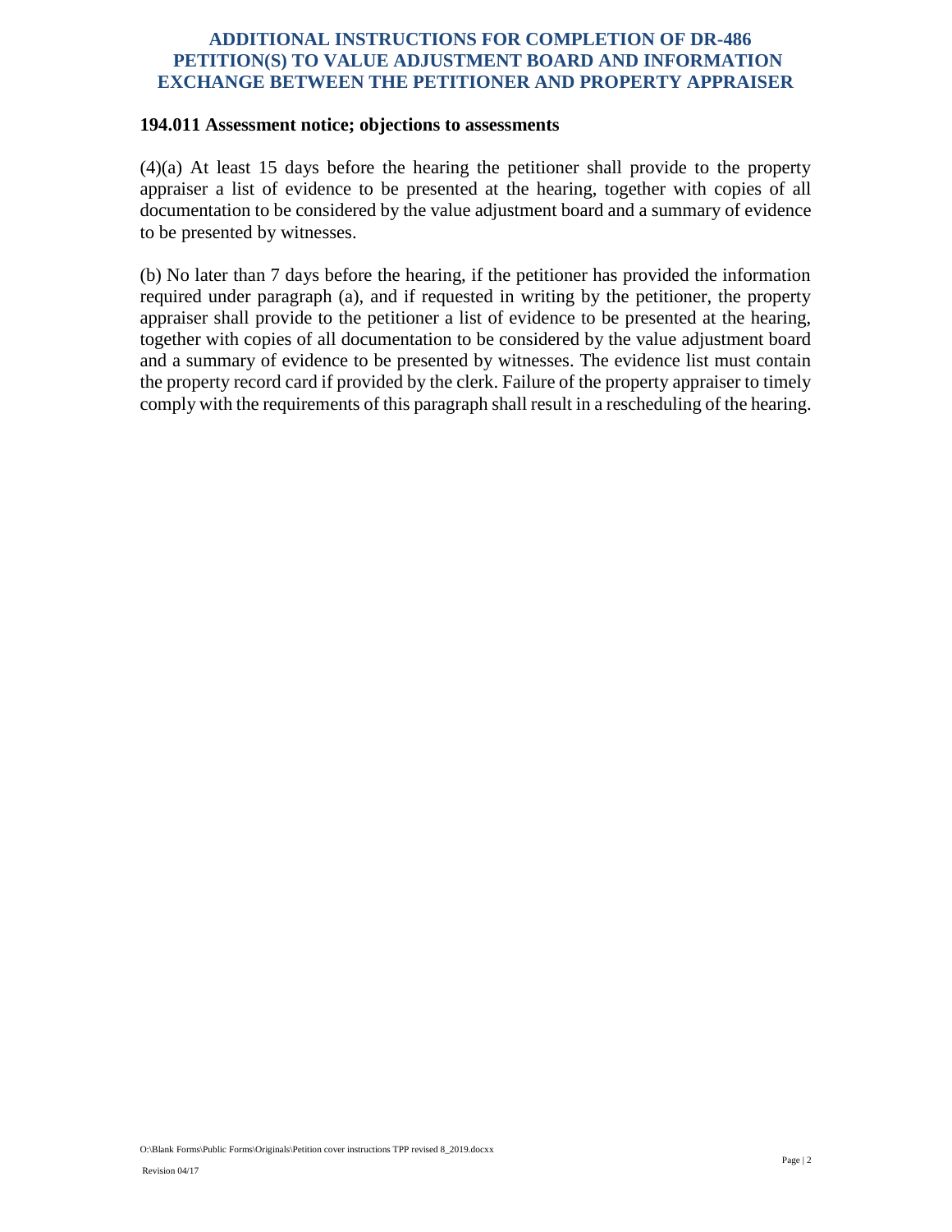# ADDITIONAL INSTRUCTIONS FOR COMPLETION OF DR-486 PETITION(S) TO VALUE ADJUSTMENT BOARD AND INFORMATION EXCHANGE BETWEEN THE PETITIONER AND PROPERTY APPRAISER

**194.011 Assessment notice; objections to assessments**

(4)(a) At least 15 days before the hearing the petitioner shall provide to the property appraiser a list of evidence to be presented at the hearing, together with copies of all documentation to be considered by the value adjustment board and a summary of evidence to be presented by witnesses.

(b) No later than 7 days before the hearing, if the petitioner has provided the information required under paragraph (a), and if requested in writing by the petitioner, the property appraiser shall provide to the petitioner a list of evidence to be presented at the hearing, together with copies of all documentation to be considered by the value adjustment board and a summary of evidence to be presented by witnesses. The evidence list must contain the property record card if provided by the clerk. Failure of the property appraiser to timely comply with the requirements of this paragraph shall result in a rescheduling of the hearing.